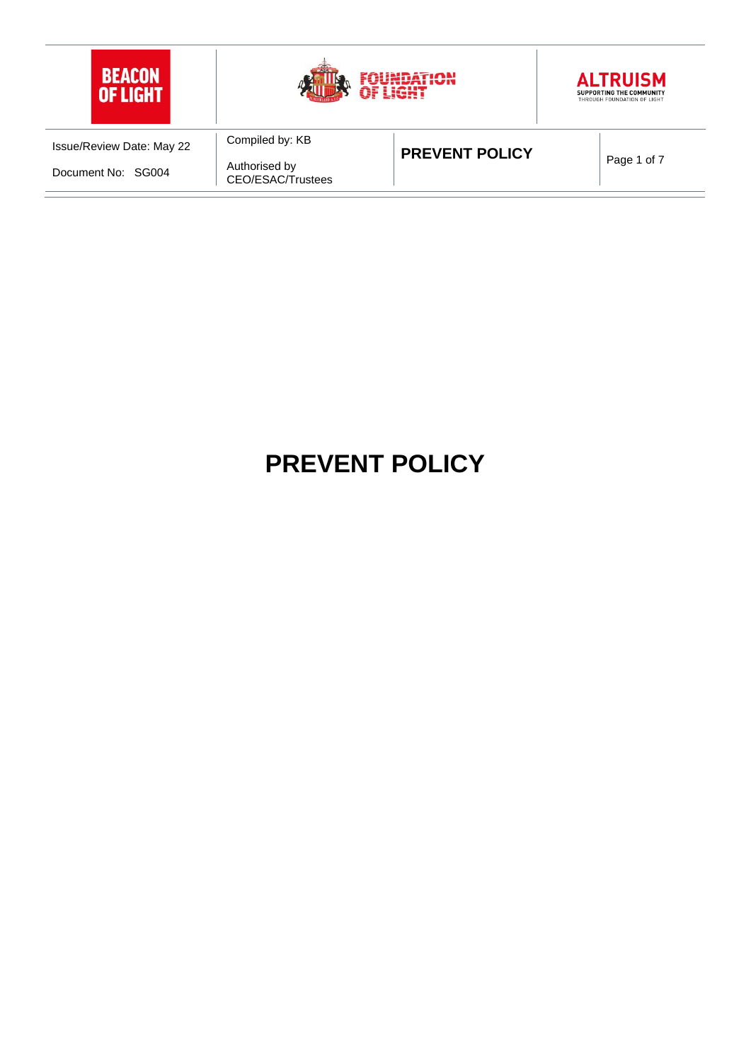| BEACON OF LIGHT | FOUNDATION OF LIGHT | | ALTRUISM SUPPORTING THE COMMUNITY THROUGH FOUNDATION OF LIGHT |
|---|---|---|---|
| Issue/Review Date: May 22<br>Document No: SG004 | Compiled by: KB<br>Authorised by CEO/ESAC/Trustees | **PREVENT POLICY** | |

# PREVENT POLICY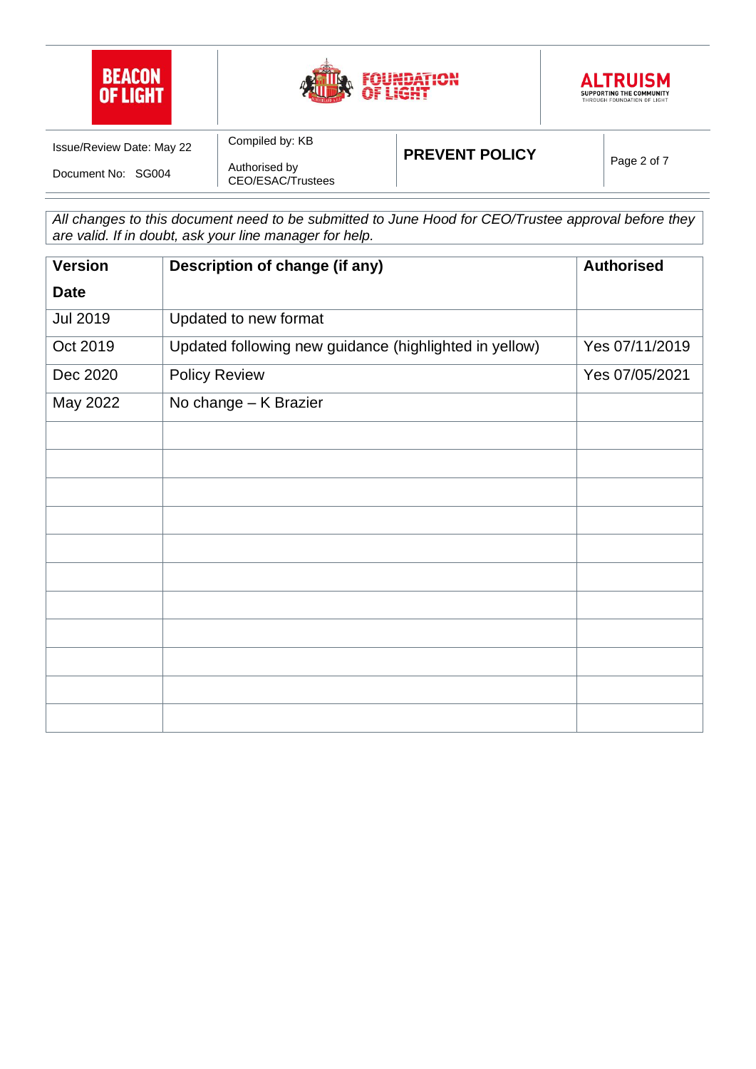*All changes to this document need to be submitted to June Hood for CEO/Trustee approval before they are valid. If in doubt, ask your line manager for help.*

| **Version Date** | **Description of change (if any)** | **Authorised** |
|---|---|---|
| Jul 2019 | Updated to new format | |
| Oct 2019 | Updated following new guidance (highlighted in yellow) | Yes 07/11/2019 |
| Dec 2020 | Policy Review | Yes 07/05/2021 |
| May 2022 | No change – K Brazier | |
| | | |
| | | |
| | | |
| | | |
| | | |
| | | |
| | | |
| | | |
| | | |
| | | |
| | | |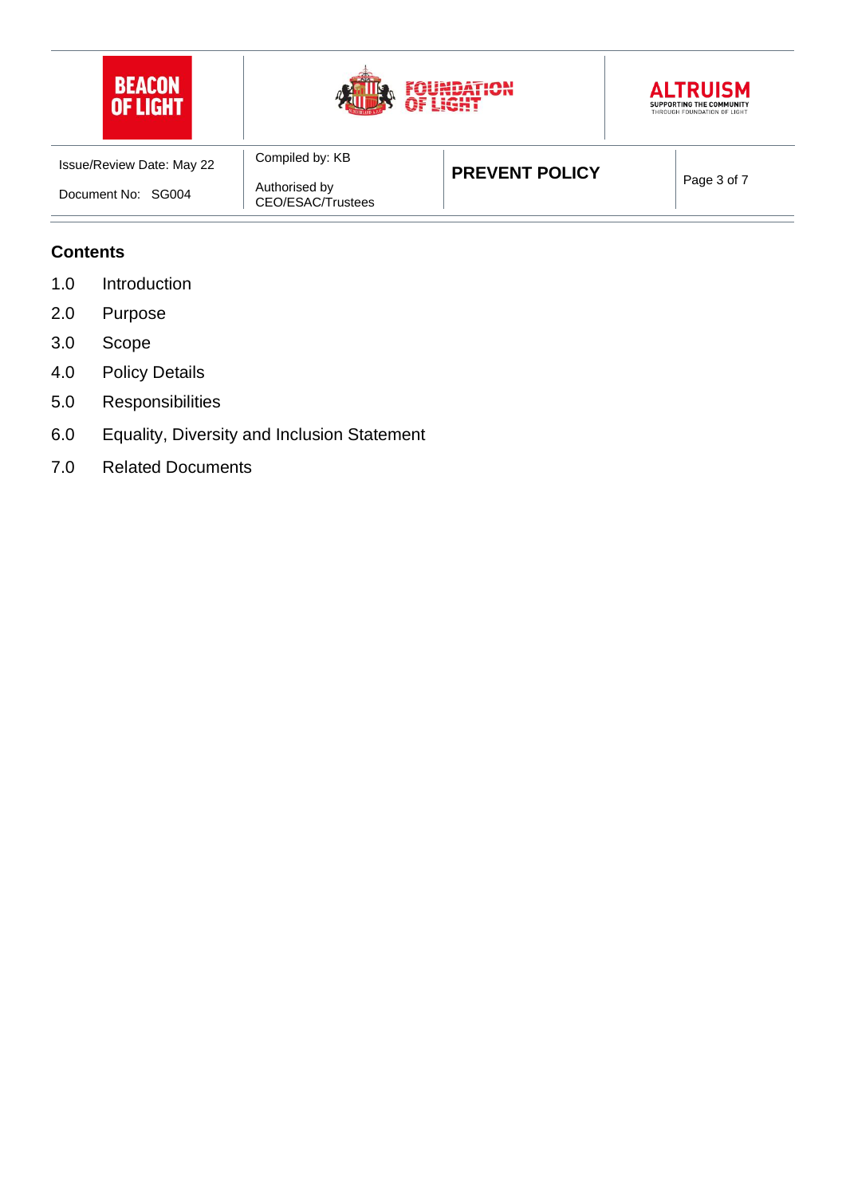## Contents

1.0 Introduction

2.0 Purpose

3.0 Scope

4.0 Policy Details

5.0 Responsibilities

6.0 Equality, Diversity and Inclusion Statement

7.0 Related Documents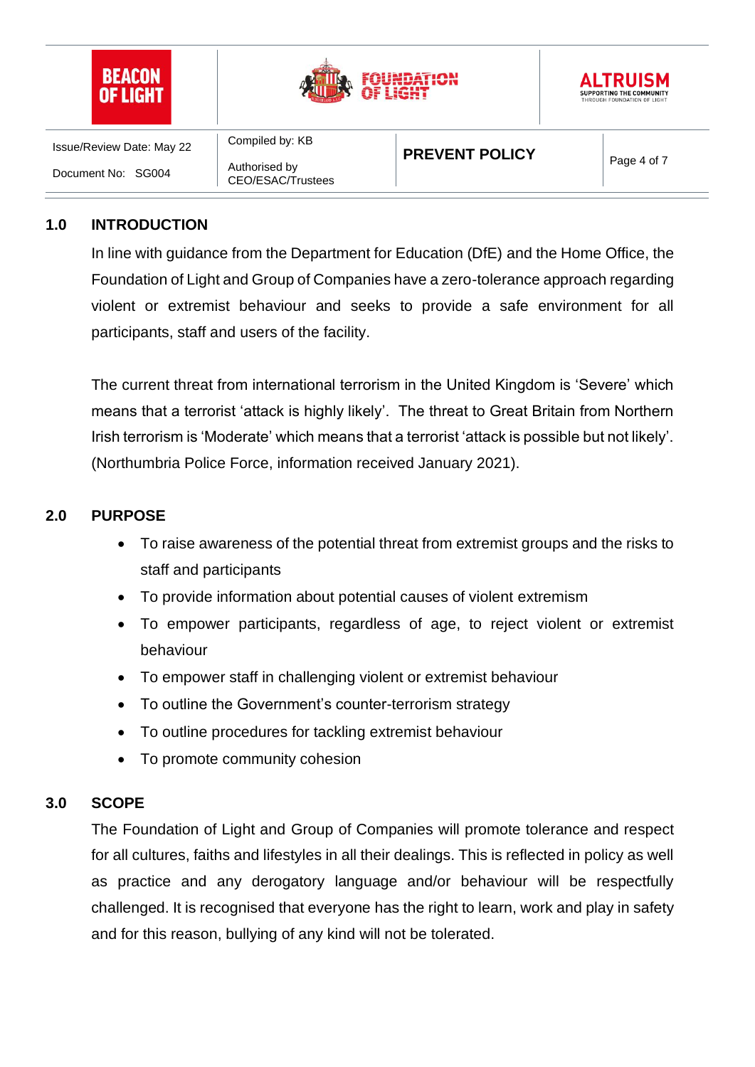## 1.0 INTRODUCTION

In line with guidance from the Department for Education (DfE) and the Home Office, the Foundation of Light and Group of Companies have a zero-tolerance approach regarding violent or extremist behaviour and seeks to provide a safe environment for all participants, staff and users of the facility.

The current threat from international terrorism in the United Kingdom is 'Severe' which means that a terrorist 'attack is highly likely'. The threat to Great Britain from Northern Irish terrorism is 'Moderate' which means that a terrorist 'attack is possible but not likely'. (Northumbria Police Force, information received January 2021).

## 2.0 PURPOSE

- To raise awareness of the potential threat from extremist groups and the risks to staff and participants
- To provide information about potential causes of violent extremism
- To empower participants, regardless of age, to reject violent or extremist behaviour
- To empower staff in challenging violent or extremist behaviour
- To outline the Government's counter-terrorism strategy
- To outline procedures for tackling extremist behaviour
- To promote community cohesion

## 3.0 SCOPE

The Foundation of Light and Group of Companies will promote tolerance and respect for all cultures, faiths and lifestyles in all their dealings. This is reflected in policy as well as practice and any derogatory language and/or behaviour will be respectfully challenged. It is recognised that everyone has the right to learn, work and play in safety and for this reason, bullying of any kind will not be tolerated.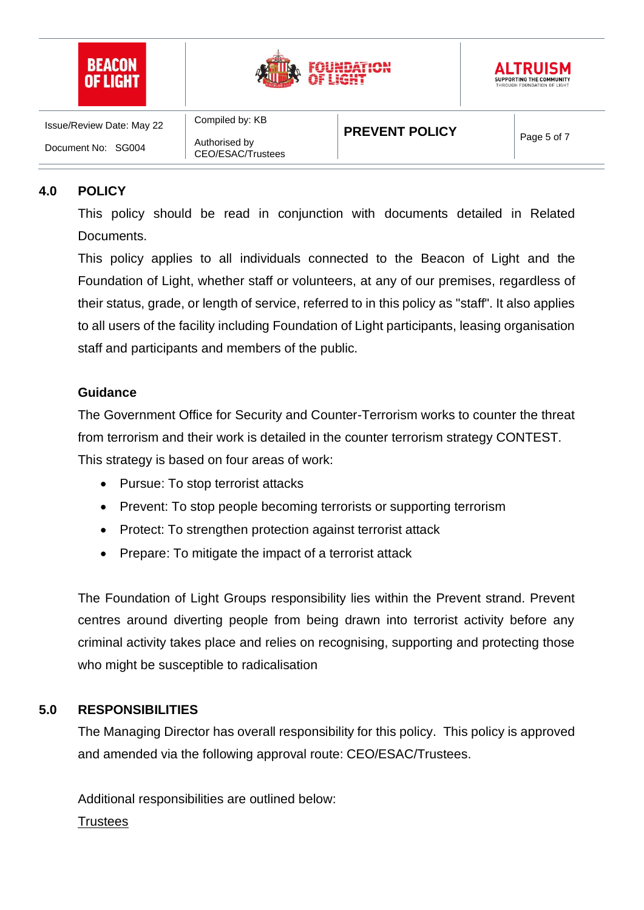## 4.0 POLICY

This policy should be read in conjunction with documents detailed in Related Documents.

This policy applies to all individuals connected to the Beacon of Light and the Foundation of Light, whether staff or volunteers, at any of our premises, regardless of their status, grade, or length of service, referred to in this policy as "staff". It also applies to all users of the facility including Foundation of Light participants, leasing organisation staff and participants and members of the public.

**Guidance**

The Government Office for Security and Counter-Terrorism works to counter the threat from terrorism and their work is detailed in the counter terrorism strategy CONTEST. This strategy is based on four areas of work:

- Pursue: To stop terrorist attacks
- Prevent: To stop people becoming terrorists or supporting terrorism
- Protect: To strengthen protection against terrorist attack
- Prepare: To mitigate the impact of a terrorist attack

The Foundation of Light Groups responsibility lies within the Prevent strand. Prevent centres around diverting people from being drawn into terrorist activity before any criminal activity takes place and relies on recognising, supporting and protecting those who might be susceptible to radicalisation

## 5.0 RESPONSIBILITIES

The Managing Director has overall responsibility for this policy. This policy is approved and amended via the following approval route: CEO/ESAC/Trustees.

Additional responsibilities are outlined below:

<u>Trustees</u>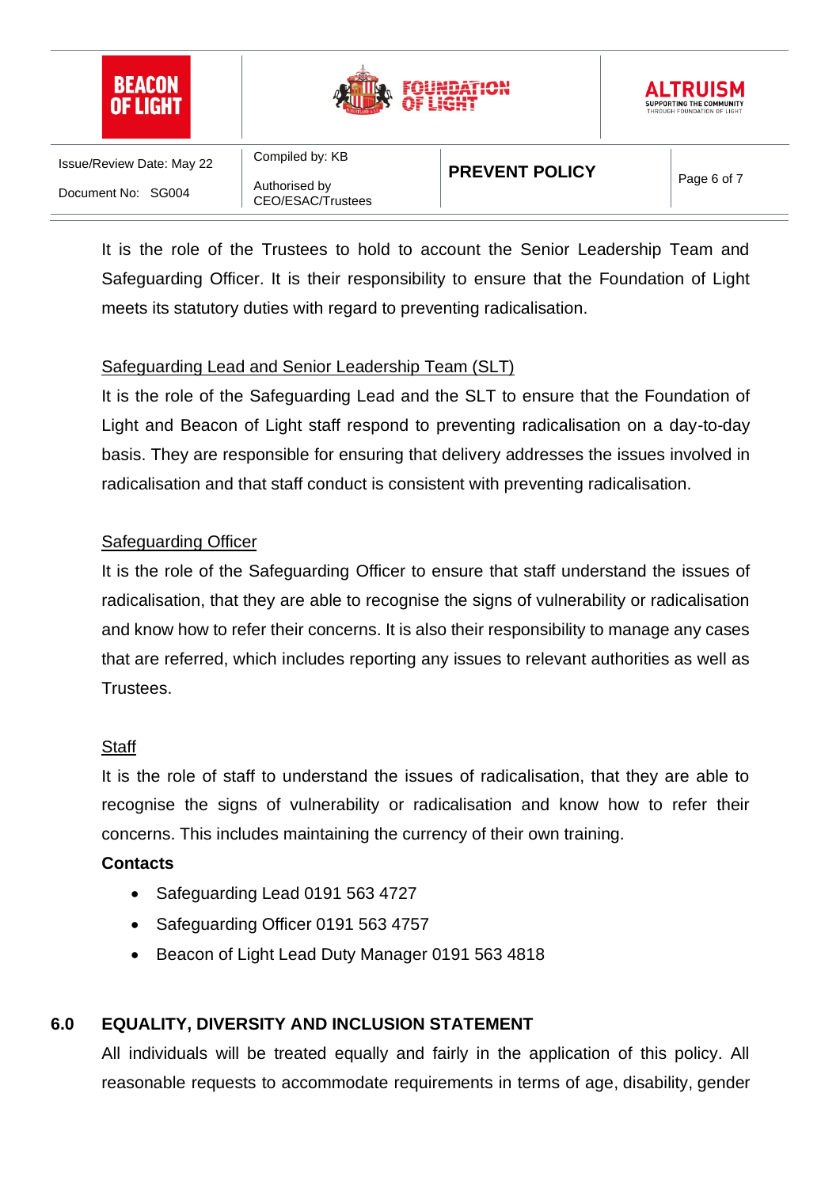It is the role of the Trustees to hold to account the Senior Leadership Team and Safeguarding Officer. It is their responsibility to ensure that the Foundation of Light meets its statutory duties with regard to preventing radicalisation.

<u>Safeguarding Lead and Senior Leadership Team (SLT)</u>

It is the role of the Safeguarding Lead and the SLT to ensure that the Foundation of Light and Beacon of Light staff respond to preventing radicalisation on a day-to-day basis. They are responsible for ensuring that delivery addresses the issues involved in radicalisation and that staff conduct is consistent with preventing radicalisation.

<u>Safeguarding Officer</u>

It is the role of the Safeguarding Officer to ensure that staff understand the issues of radicalisation, that they are able to recognise the signs of vulnerability or radicalisation and know how to refer their concerns. It is also their responsibility to manage any cases that are referred, which includes reporting any issues to relevant authorities as well as Trustees.

<u>Staff</u>

It is the role of staff to understand the issues of radicalisation, that they are able to recognise the signs of vulnerability or radicalisation and know how to refer their concerns. This includes maintaining the currency of their own training.

**Contacts**

- Safeguarding Lead 0191 563 4727
- Safeguarding Officer 0191 563 4757
- Beacon of Light Lead Duty Manager 0191 563 4818

## 6.0 EQUALITY, DIVERSITY AND INCLUSION STATEMENT

All individuals will be treated equally and fairly in the application of this policy. All reasonable requests to accommodate requirements in terms of age, disability, gender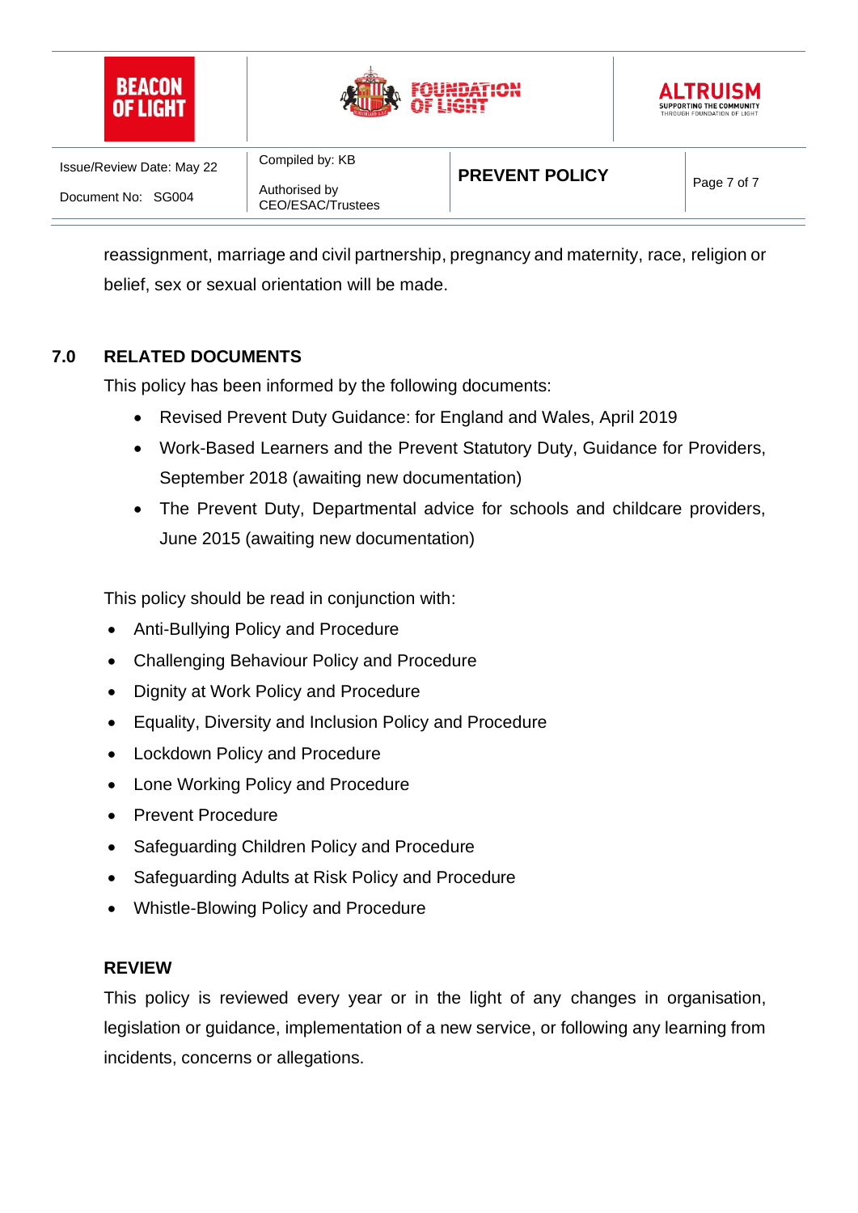reassignment, marriage and civil partnership, pregnancy and maternity, race, religion or belief, sex or sexual orientation will be made.

## 7.0 RELATED DOCUMENTS

This policy has been informed by the following documents:

- Revised Prevent Duty Guidance: for England and Wales, April 2019
- Work-Based Learners and the Prevent Statutory Duty, Guidance for Providers, September 2018 (awaiting new documentation)
- The Prevent Duty, Departmental advice for schools and childcare providers, June 2015 (awaiting new documentation)

This policy should be read in conjunction with:

- Anti-Bullying Policy and Procedure
- Challenging Behaviour Policy and Procedure
- Dignity at Work Policy and Procedure
- Equality, Diversity and Inclusion Policy and Procedure
- Lockdown Policy and Procedure
- Lone Working Policy and Procedure
- Prevent Procedure
- Safeguarding Children Policy and Procedure
- Safeguarding Adults at Risk Policy and Procedure
- Whistle-Blowing Policy and Procedure

## REVIEW

This policy is reviewed every year or in the light of any changes in organisation, legislation or guidance, implementation of a new service, or following any learning from incidents, concerns or allegations.